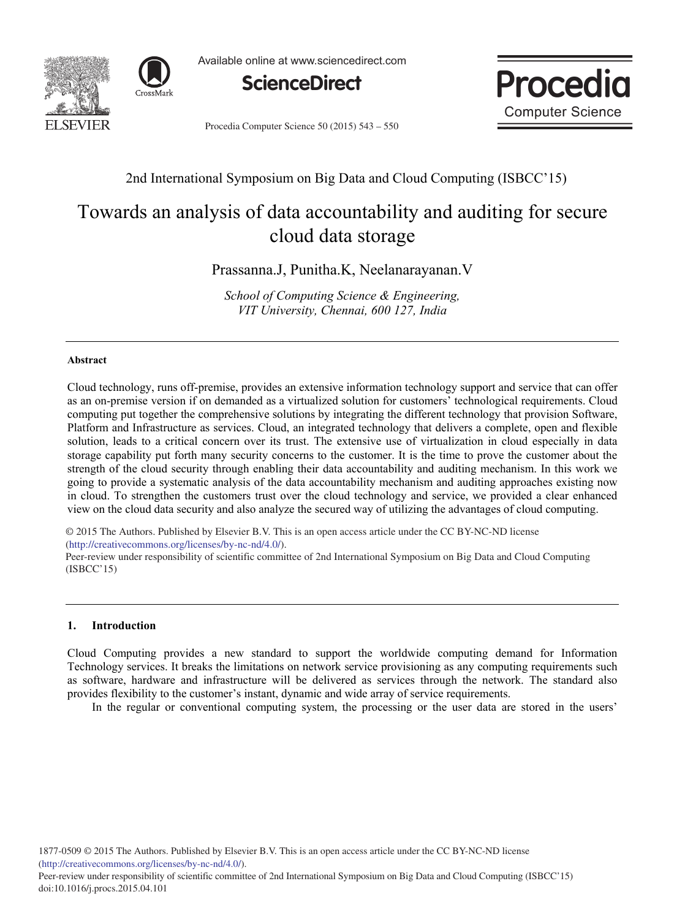2nd International Symposium on Big Data and Cloud Computing (ISBCC'15)

# Towards an analysis of data accountability and auditing for secure cloud data storage

Prassanna.J, Punitha.K, Neelanarayanan.V

*School of Computing Science & Engineering, VIT University, Chennai, 600 127, India*

---

**Abstract**

Cloud technology, runs off-premise, provides an extensive information technology support and service that can offer as an on-premise version if on demanded as a virtualized solution for customers' technological requirements. Cloud computing put together the comprehensive solutions by integrating the different technology that provision Software, Platform and Infrastructure as services. Cloud, an integrated technology that delivers a complete, open and flexible solution, leads to a critical concern over its trust. The extensive use of virtualization in cloud especially in data storage capability put forth many security concerns to the customer. It is the time to prove the customer about the strength of the cloud security through enabling their data accountability and auditing mechanism. In this work we going to provide a systematic analysis of the data accountability mechanism and auditing approaches existing now in cloud. To strengthen the customers trust over the cloud technology and service, we provided a clear enhanced view on the cloud data security and also analyze the secured way of utilizing the advantages of cloud computing.

© 2015 The Authors. Published by Elsevier B.V. This is an open access article under the CC BY-NC-ND license (http://creativecommons.org/licenses/by-nc-nd/4.0/).
Peer-review under responsibility of scientific committee of 2nd International Symposium on Big Data and Cloud Computing (ISBCC'15)

---

## 1. Introduction

Cloud Computing provides a new standard to support the worldwide computing demand for Information Technology services. It breaks the limitations on network service provisioning as any computing requirements such as software, hardware and infrastructure will be delivered as services through the network. The standard also provides flexibility to the customer's instant, dynamic and wide array of service requirements.

In the regular or conventional computing system, the processing or the user data are stored in the users'

1877-0509 © 2015 The Authors. Published by Elsevier B.V. This is an open access article under the CC BY-NC-ND license (http://creativecommons.org/licenses/by-nc-nd/4.0/).
Peer-review under responsibility of scientific committee of 2nd International Symposium on Big Data and Cloud Computing (ISBCC'15)
doi:10.1016/j.procs.2015.04.101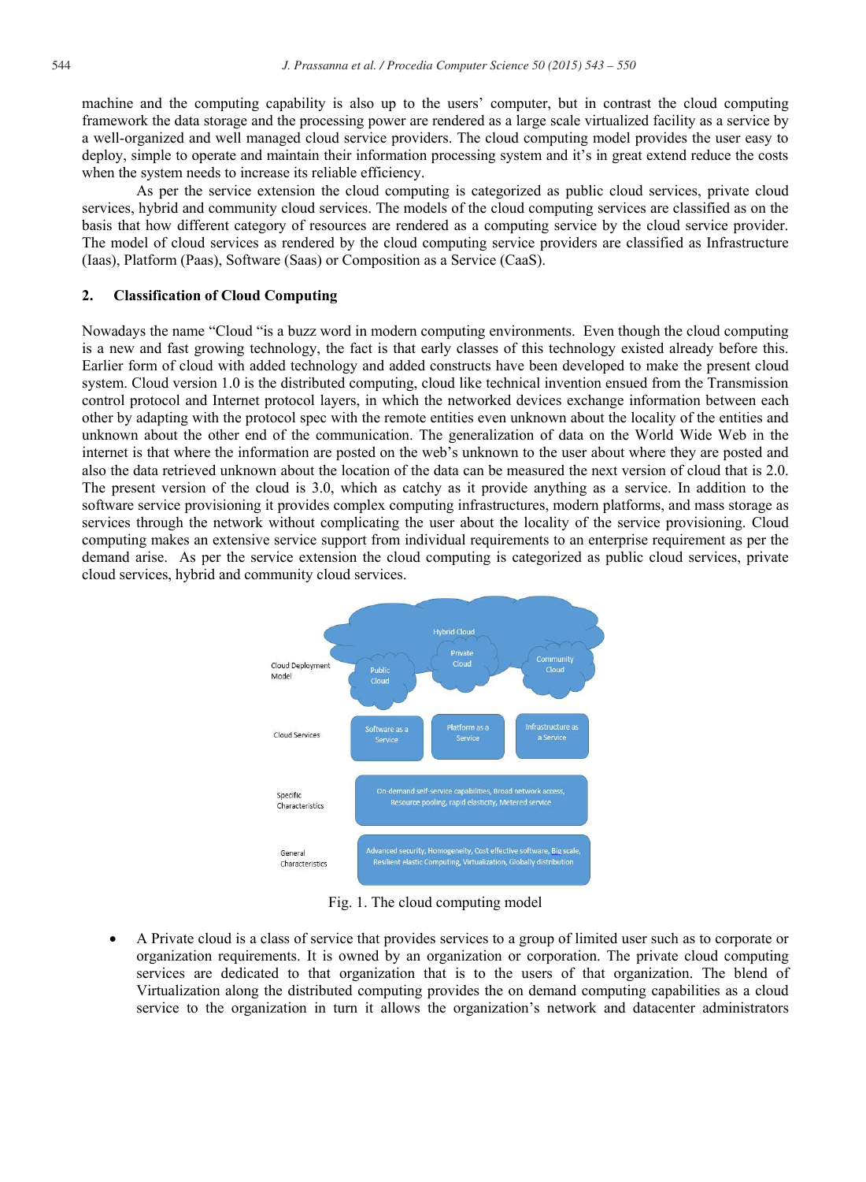machine and the computing capability is also up to the users' computer, but in contrast the cloud computing framework the data storage and the processing power are rendered as a large scale virtualized facility as a service by a well-organized and well managed cloud service providers. The cloud computing model provides the user easy to deploy, simple to operate and maintain their information processing system and it's in great extend reduce the costs when the system needs to increase its reliable efficiency.

As per the service extension the cloud computing is categorized as public cloud services, private cloud services, hybrid and community cloud services. The models of the cloud computing services are classified as on the basis that how different category of resources are rendered as a computing service by the cloud service provider. The model of cloud services as rendered by the cloud computing service providers are classified as Infrastructure (Iaas), Platform (Paas), Software (Saas) or Composition as a Service (CaaS).

## 2. Classification of Cloud Computing

Nowadays the name "Cloud "is a buzz word in modern computing environments. Even though the cloud computing is a new and fast growing technology, the fact is that early classes of this technology existed already before this. Earlier form of cloud with added technology and added constructs have been developed to make the present cloud system. Cloud version 1.0 is the distributed computing, cloud like technical invention ensued from the Transmission control protocol and Internet protocol layers, in which the networked devices exchange information between each other by adapting with the protocol spec with the remote entities even unknown about the locality of the entities and unknown about the other end of the communication. The generalization of data on the World Wide Web in the internet is that where the information are posted on the web's unknown to the user about where they are posted and also the data retrieved unknown about the location of the data can be measured the next version of cloud that is 2.0. The present version of the cloud is 3.0, which as catchy as it provide anything as a service. In addition to the software service provisioning it provides complex computing infrastructures, modern platforms, and mass storage as services through the network without complicating the user about the locality of the service provisioning. Cloud computing makes an extensive service support from individual requirements to an enterprise requirement as per the demand arise. As per the service extension the cloud computing is categorized as public cloud services, private cloud services, hybrid and community cloud services.

Hybrid Cloud

Cloud Deployment Model

Public Cloud

Private Cloud

Community Cloud

Cloud Services

Software as a Service

Platform as a Service

Infrastructure as a Service

Specific Characteristics

On-demand self-service capabilities, Broad network access, Resource pooling, rapid elasticity, Metered service

General Characteristics

Advanced security, Homogeneity, Cost effective software, Big scale, Resilient elastic Computing, Virtualization, Globally distribution

Fig. 1. The cloud computing model

- A Private cloud is a class of service that provides services to a group of limited user such as to corporate or organization requirements. It is owned by an organization or corporation. The private cloud computing services are dedicated to that organization that is to the users of that organization. The blend of Virtualization along the distributed computing provides the on demand computing capabilities as a cloud service to the organization in turn it allows the organization's network and datacenter administrators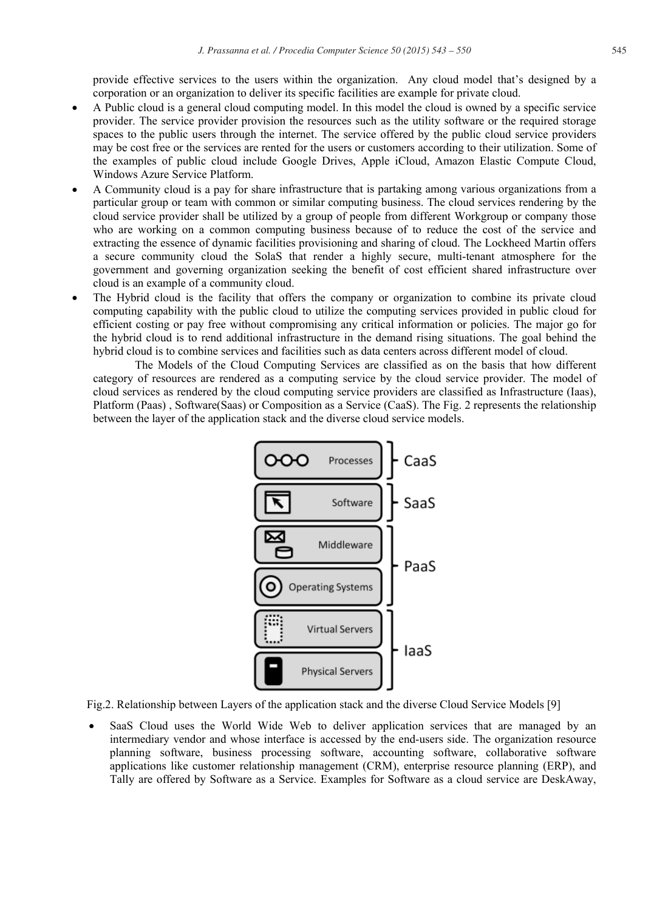provide effective services to the users within the organization. Any cloud model that's designed by a corporation or an organization to deliver its specific facilities are example for private cloud.

- A Public cloud is a general cloud computing model. In this model the cloud is owned by a specific service provider. The service provider provision the resources such as the utility software or the required storage spaces to the public users through the internet. The service offered by the public cloud service providers may be cost free or the services are rented for the users or customers according to their utilization. Some of the examples of public cloud include Google Drives, Apple iCloud, Amazon Elastic Compute Cloud, Windows Azure Service Platform.
- A Community cloud is a pay for share infrastructure that is partaking among various organizations from a particular group or team with common or similar computing business. The cloud services rendering by the cloud service provider shall be utilized by a group of people from different Workgroup or company those who are working on a common computing business because of to reduce the cost of the service and extracting the essence of dynamic facilities provisioning and sharing of cloud. The Lockheed Martin offers a secure community cloud the SolaS that render a highly secure, multi-tenant atmosphere for the government and governing organization seeking the benefit of cost efficient shared infrastructure over cloud is an example of a community cloud.
- The Hybrid cloud is the facility that offers the company or organization to combine its private cloud computing capability with the public cloud to utilize the computing services provided in public cloud for efficient costing or pay free without compromising any critical information or policies. The major go for the hybrid cloud is to rend additional infrastructure in the demand rising situations. The goal behind the hybrid cloud is to combine services and facilities such as data centers across different model of cloud.

The Models of the Cloud Computing Services are classified as on the basis that how different category of resources are rendered as a computing service by the cloud service provider. The model of cloud services as rendered by the cloud computing service providers are classified as Infrastructure (Iaas), Platform (Paas) , Software(Saas) or Composition as a Service (CaaS). The Fig. 2 represents the relationship between the layer of the application stack and the diverse cloud service models.

| Layer | Service Model |
|---|---|
| Processes | CaaS |
| Software | SaaS |
| Middleware | PaaS |
| Operating Systems | PaaS |
| Virtual Servers | IaaS |
| Physical Servers | IaaS |

Fig.2. Relationship between Layers of the application stack and the diverse Cloud Service Models [9]

- SaaS Cloud uses the World Wide Web to deliver application services that are managed by an intermediary vendor and whose interface is accessed by the end-users side. The organization resource planning software, business processing software, accounting software, collaborative software applications like customer relationship management (CRM), enterprise resource planning (ERP), and Tally are offered by Software as a Service. Examples for Software as a cloud service are DeskAway,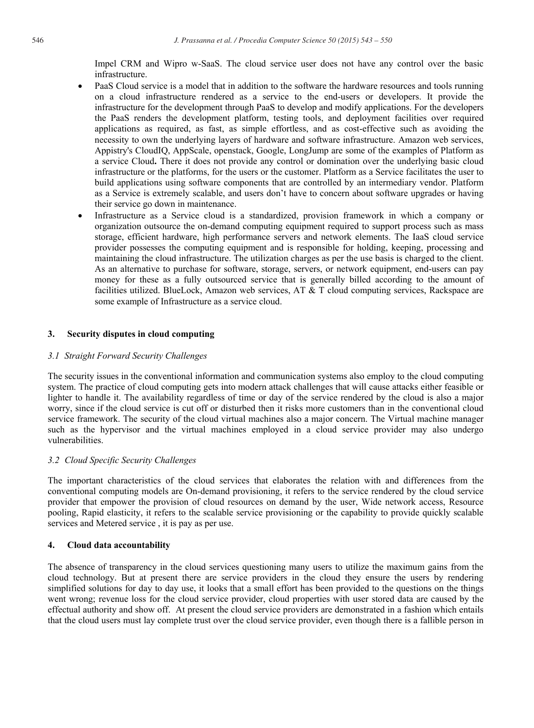Impel CRM and Wipro w-SaaS. The cloud service user does not have any control over the basic infrastructure.

- PaaS Cloud service is a model that in addition to the software the hardware resources and tools running on a cloud infrastructure rendered as a service to the end-users or developers. It provide the infrastructure for the development through PaaS to develop and modify applications. For the developers the PaaS renders the development platform, testing tools, and deployment facilities over required applications as required, as fast, as simple effortless, and as cost-effective such as avoiding the necessity to own the underlying layers of hardware and software infrastructure. Amazon web services, Appistry's CloudIQ, AppScale, openstack, Google, LongJump are some of the examples of Platform as a service Cloud**.** There it does not provide any control or domination over the underlying basic cloud infrastructure or the platforms, for the users or the customer. Platform as a Service facilitates the user to build applications using software components that are controlled by an intermediary vendor. Platform as a Service is extremely scalable, and users don't have to concern about software upgrades or having their service go down in maintenance.
- Infrastructure as a Service cloud is a standardized, provision framework in which a company or organization outsource the on-demand computing equipment required to support process such as mass storage, efficient hardware, high performance servers and network elements. The IaaS cloud service provider possesses the computing equipment and is responsible for holding, keeping, processing and maintaining the cloud infrastructure. The utilization charges as per the use basis is charged to the client. As an alternative to purchase for software, storage, servers, or network equipment, end-users can pay money for these as a fully outsourced service that is generally billed according to the amount of facilities utilized. BlueLock, Amazon web services, AT & T cloud computing services, Rackspace are some example of Infrastructure as a service cloud.

## 3. Security disputes in cloud computing

### *3.1 Straight Forward Security Challenges*

The security issues in the conventional information and communication systems also employ to the cloud computing system. The practice of cloud computing gets into modern attack challenges that will cause attacks either feasible or lighter to handle it. The availability regardless of time or day of the service rendered by the cloud is also a major worry, since if the cloud service is cut off or disturbed then it risks more customers than in the conventional cloud service framework. The security of the cloud virtual machines also a major concern. The Virtual machine manager such as the hypervisor and the virtual machines employed in a cloud service provider may also undergo vulnerabilities.

### *3.2 Cloud Specific Security Challenges*

The important characteristics of the cloud services that elaborates the relation with and differences from the conventional computing models are On-demand provisioning, it refers to the service rendered by the cloud service provider that empower the provision of cloud resources on demand by the user, Wide network access, Resource pooling, Rapid elasticity, it refers to the scalable service provisioning or the capability to provide quickly scalable services and Metered service , it is pay as per use.

## 4. Cloud data accountability

The absence of transparency in the cloud services questioning many users to utilize the maximum gains from the cloud technology. But at present there are service providers in the cloud they ensure the users by rendering simplified solutions for day to day use, it looks that a small effort has been provided to the questions on the things went wrong; revenue loss for the cloud service provider, cloud properties with user stored data are caused by the effectual authority and show off. At present the cloud service providers are demonstrated in a fashion which entails that the cloud users must lay complete trust over the cloud service provider, even though there is a fallible person in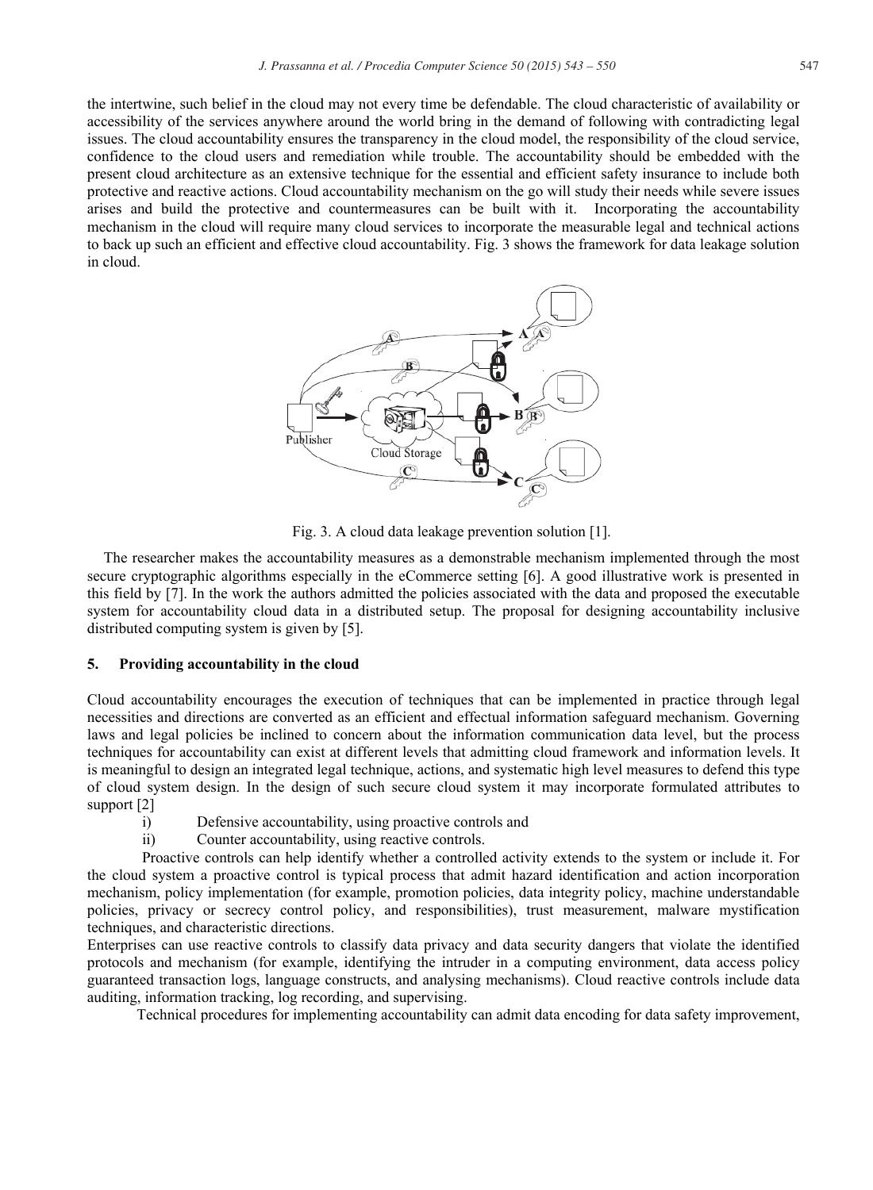the intertwine, such belief in the cloud may not every time be defendable. The cloud characteristic of availability or accessibility of the services anywhere around the world bring in the demand of following with contradicting legal issues. The cloud accountability ensures the transparency in the cloud model, the responsibility of the cloud service, confidence to the cloud users and remediation while trouble. The accountability should be embedded with the present cloud architecture as an extensive technique for the essential and efficient safety insurance to include both protective and reactive actions. Cloud accountability mechanism on the go will study their needs while severe issues arises and build the protective and countermeasures can be built with it. Incorporating the accountability mechanism in the cloud will require many cloud services to incorporate the measurable legal and technical actions to back up such an efficient and effective cloud accountability. Fig. 3 shows the framework for data leakage solution in cloud.

Fig. 3. A cloud data leakage prevention solution [1].

The researcher makes the accountability measures as a demonstrable mechanism implemented through the most secure cryptographic algorithms especially in the eCommerce setting [6]. A good illustrative work is presented in this field by [7]. In the work the authors admitted the policies associated with the data and proposed the executable system for accountability cloud data in a distributed setup. The proposal for designing accountability inclusive distributed computing system is given by [5].

## 5. Providing accountability in the cloud

Cloud accountability encourages the execution of techniques that can be implemented in practice through legal necessities and directions are converted as an efficient and effectual information safeguard mechanism. Governing laws and legal policies be inclined to concern about the information communication data level, but the process techniques for accountability can exist at different levels that admitting cloud framework and information levels. It is meaningful to design an integrated legal technique, actions, and systematic high level measures to defend this type of cloud system design. In the design of such secure cloud system it may incorporate formulated attributes to support [2]

i) Defensive accountability, using proactive controls and
ii) Counter accountability, using reactive controls.

Proactive controls can help identify whether a controlled activity extends to the system or include it. For the cloud system a proactive control is typical process that admit hazard identification and action incorporation mechanism, policy implementation (for example, promotion policies, data integrity policy, machine understandable policies, privacy or secrecy control policy, and responsibilities), trust measurement, malware mystification techniques, and characteristic directions.

Enterprises can use reactive controls to classify data privacy and data security dangers that violate the identified protocols and mechanism (for example, identifying the intruder in a computing environment, data access policy guaranteed transaction logs, language constructs, and analysing mechanisms). Cloud reactive controls include data auditing, information tracking, log recording, and supervising.

Technical procedures for implementing accountability can admit data encoding for data safety improvement,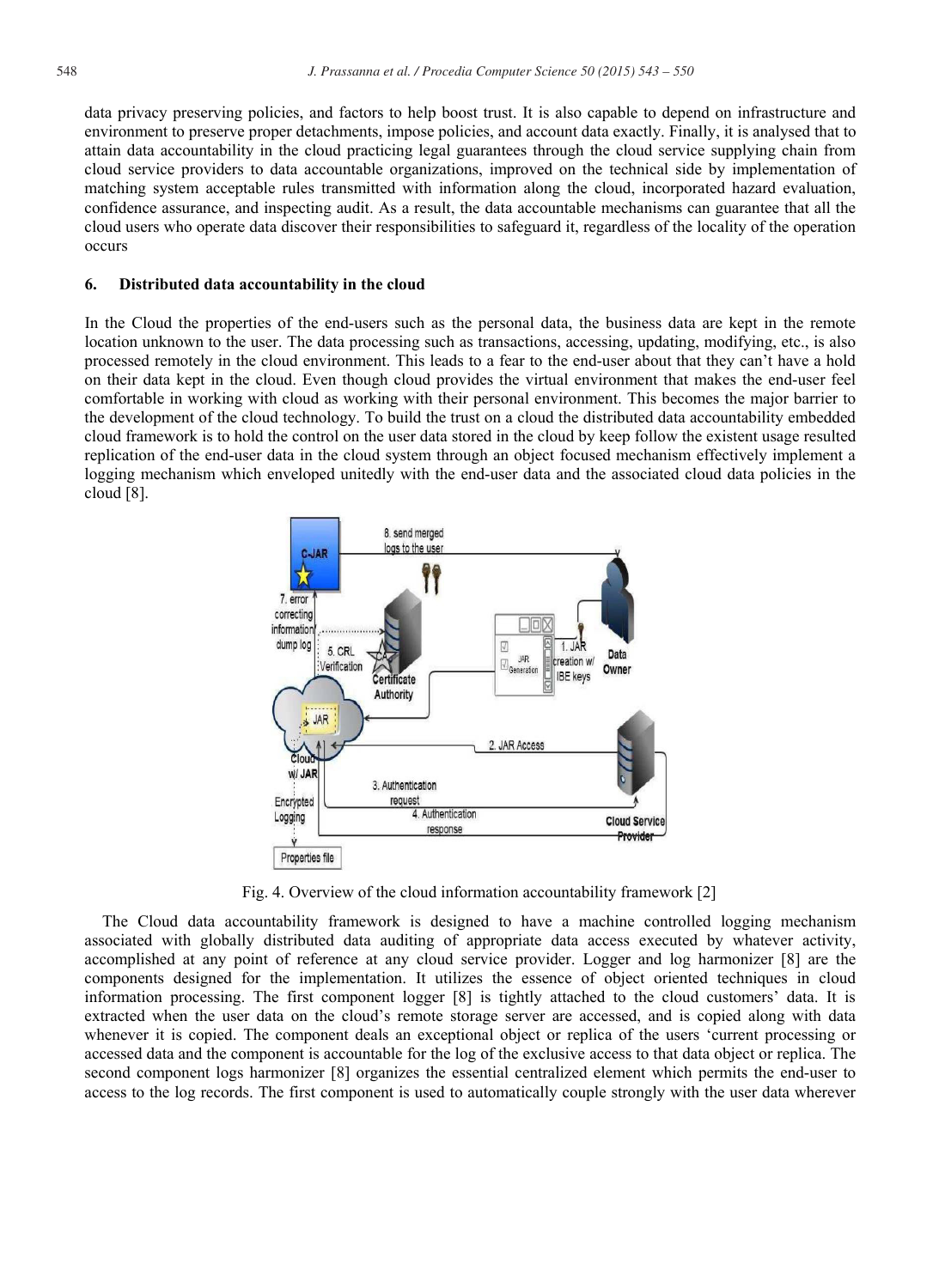data privacy preserving policies, and factors to help boost trust. It is also capable to depend on infrastructure and environment to preserve proper detachments, impose policies, and account data exactly. Finally, it is analysed that to attain data accountability in the cloud practicing legal guarantees through the cloud service supplying chain from cloud service providers to data accountable organizations, improved on the technical side by implementation of matching system acceptable rules transmitted with information along the cloud, incorporated hazard evaluation, confidence assurance, and inspecting audit. As a result, the data accountable mechanisms can guarantee that all the cloud users who operate data discover their responsibilities to safeguard it, regardless of the locality of the operation occurs

## 6. Distributed data accountability in the cloud

In the Cloud the properties of the end-users such as the personal data, the business data are kept in the remote location unknown to the user. The data processing such as transactions, accessing, updating, modifying, etc., is also processed remotely in the cloud environment. This leads to a fear to the end-user about that they can't have a hold on their data kept in the cloud. Even though cloud provides the virtual environment that makes the end-user feel comfortable in working with cloud as working with their personal environment. This becomes the major barrier to the development of the cloud technology. To build the trust on a cloud the distributed data accountability embedded cloud framework is to hold the control on the user data stored in the cloud by keep follow the existent usage resulted replication of the end-user data in the cloud system through an object focused mechanism effectively implement a logging mechanism which enveloped unitedly with the end-user data and the associated cloud data policies in the cloud [8].

Fig. 4. Overview of the cloud information accountability framework [2]

The Cloud data accountability framework is designed to have a machine controlled logging mechanism associated with globally distributed data auditing of appropriate data access executed by whatever activity, accomplished at any point of reference at any cloud service provider. Logger and log harmonizer [8] are the components designed for the implementation. It utilizes the essence of object oriented techniques in cloud information processing. The first component logger [8] is tightly attached to the cloud customers' data. It is extracted when the user data on the cloud's remote storage server are accessed, and is copied along with data whenever it is copied. The component deals an exceptional object or replica of the users 'current processing or accessed data and the component is accountable for the log of the exclusive access to that data object or replica. The second component logs harmonizer [8] organizes the essential centralized element which permits the end-user to access to the log records. The first component is used to automatically couple strongly with the user data wherever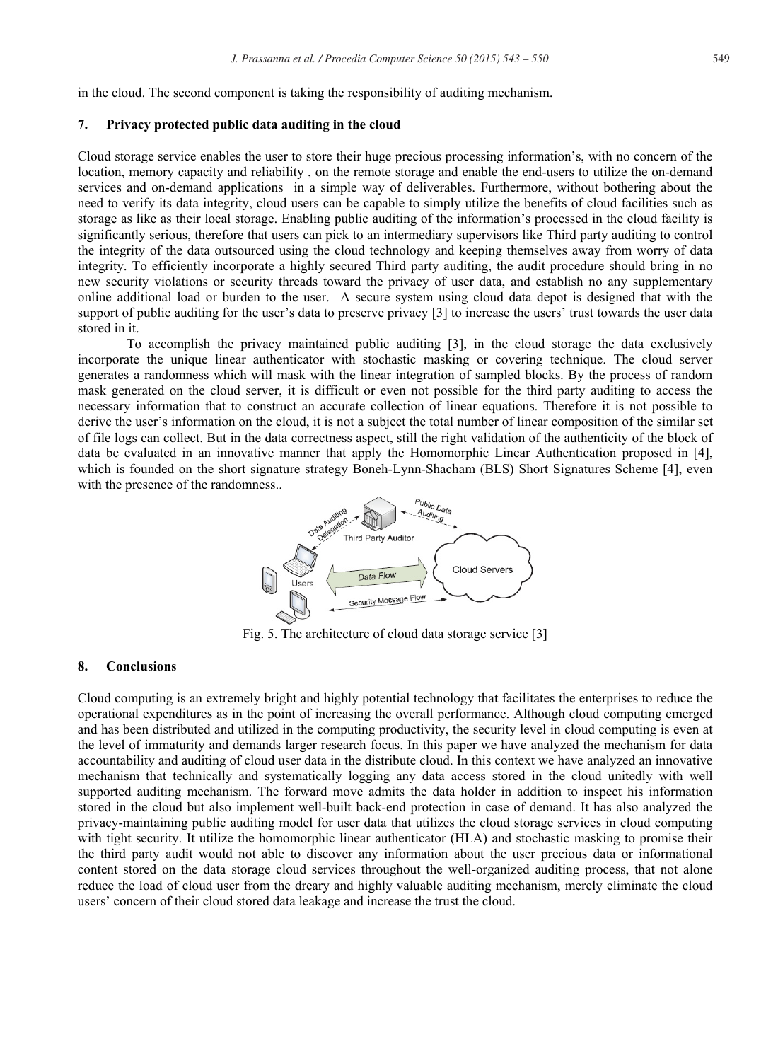in the cloud. The second component is taking the responsibility of auditing mechanism.

## 7. Privacy protected public data auditing in the cloud

Cloud storage service enables the user to store their huge precious processing information's, with no concern of the location, memory capacity and reliability , on the remote storage and enable the end-users to utilize the on-demand services and on-demand applications in a simple way of deliverables. Furthermore, without bothering about the need to verify its data integrity, cloud users can be capable to simply utilize the benefits of cloud facilities such as storage as like as their local storage. Enabling public auditing of the information's processed in the cloud facility is significantly serious, therefore that users can pick to an intermediary supervisors like Third party auditing to control the integrity of the data outsourced using the cloud technology and keeping themselves away from worry of data integrity. To efficiently incorporate a highly secured Third party auditing, the audit procedure should bring in no new security violations or security threads toward the privacy of user data, and establish no any supplementary online additional load or burden to the user. A secure system using cloud data depot is designed that with the support of public auditing for the user's data to preserve privacy [3] to increase the users' trust towards the user data stored in it.

To accomplish the privacy maintained public auditing [3], in the cloud storage the data exclusively incorporate the unique linear authenticator with stochastic masking or covering technique. The cloud server generates a randomness which will mask with the linear integration of sampled blocks. By the process of random mask generated on the cloud server, it is difficult or even not possible for the third party auditing to access the necessary information that to construct an accurate collection of linear equations. Therefore it is not possible to derive the user's information on the cloud, it is not a subject the total number of linear composition of the similar set of file logs can collect. But in the data correctness aspect, still the right validation of the authenticity of the block of data be evaluated in an innovative manner that apply the Homomorphic Linear Authentication proposed in [4], which is founded on the short signature strategy Boneh-Lynn-Shacham (BLS) Short Signatures Scheme [4], even with the presence of the randomness..

Fig. 5. The architecture of cloud data storage service [3]

## 8. Conclusions

Cloud computing is an extremely bright and highly potential technology that facilitates the enterprises to reduce the operational expenditures as in the point of increasing the overall performance. Although cloud computing emerged and has been distributed and utilized in the computing productivity, the security level in cloud computing is even at the level of immaturity and demands larger research focus. In this paper we have analyzed the mechanism for data accountability and auditing of cloud user data in the distribute cloud. In this context we have analyzed an innovative mechanism that technically and systematically logging any data access stored in the cloud unitedly with well supported auditing mechanism. The forward move admits the data holder in addition to inspect his information stored in the cloud but also implement well-built back-end protection in case of demand. It has also analyzed the privacy-maintaining public auditing model for user data that utilizes the cloud storage services in cloud computing with tight security. It utilize the homomorphic linear authenticator (HLA) and stochastic masking to promise their the third party audit would not able to discover any information about the user precious data or informational content stored on the data storage cloud services throughout the well-organized auditing process, that not alone reduce the load of cloud user from the dreary and highly valuable auditing mechanism, merely eliminate the cloud users' concern of their cloud stored data leakage and increase the trust the cloud.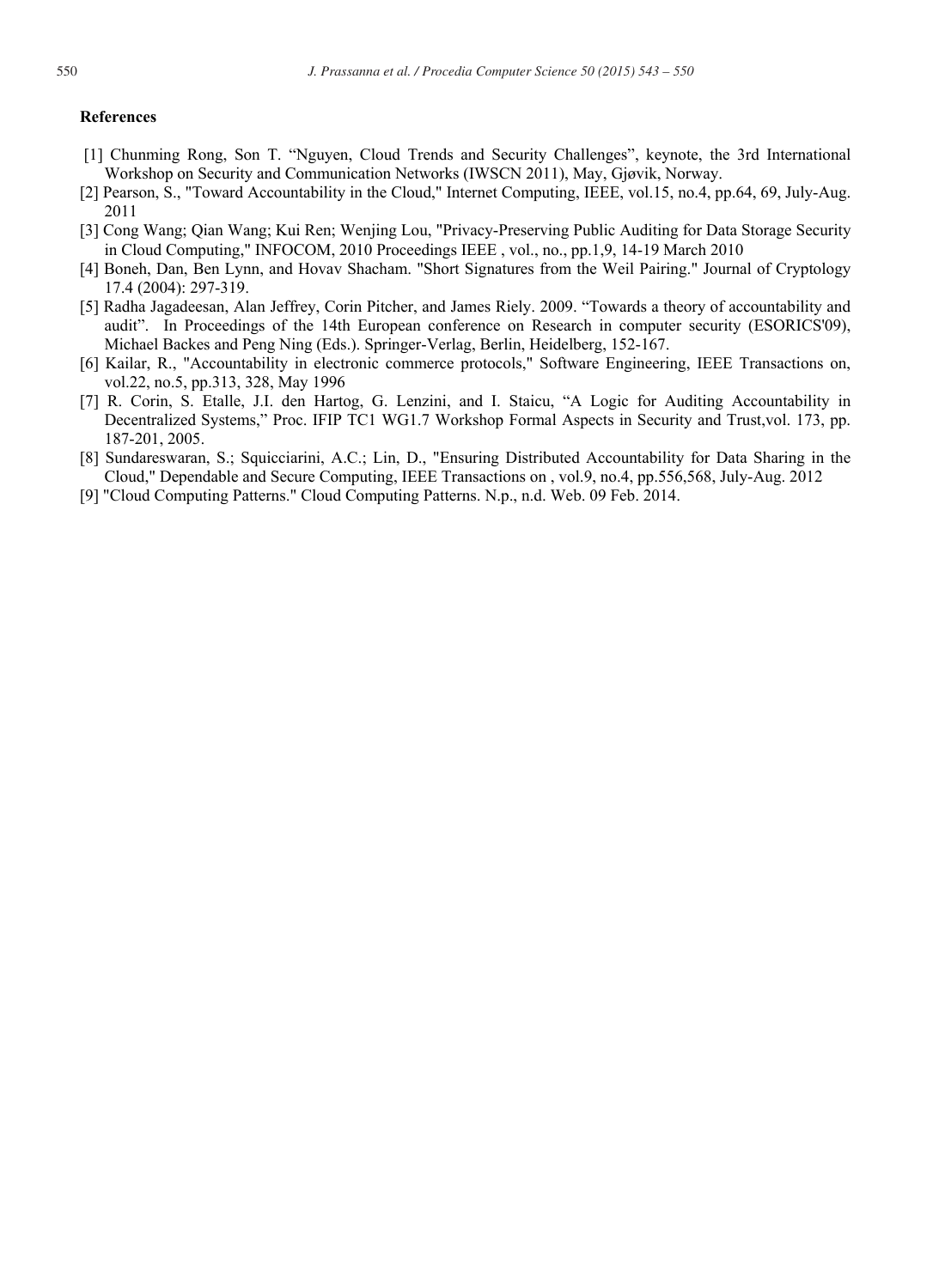### References

[1] Chunming Rong, Son T. "Nguyen, Cloud Trends and Security Challenges", keynote, the 3rd International Workshop on Security and Communication Networks (IWSCN 2011), May, Gjøvik, Norway.

[2] Pearson, S., "Toward Accountability in the Cloud," Internet Computing, IEEE, vol.15, no.4, pp.64, 69, July-Aug. 2011

[3] Cong Wang; Qian Wang; Kui Ren; Wenjing Lou, "Privacy-Preserving Public Auditing for Data Storage Security in Cloud Computing," INFOCOM, 2010 Proceedings IEEE , vol., no., pp.1,9, 14-19 March 2010

[4] Boneh, Dan, Ben Lynn, and Hovav Shacham. "Short Signatures from the Weil Pairing." Journal of Cryptology 17.4 (2004): 297-319.

[5] Radha Jagadeesan, Alan Jeffrey, Corin Pitcher, and James Riely. 2009. "Towards a theory of accountability and audit". In Proceedings of the 14th European conference on Research in computer security (ESORICS'09), Michael Backes and Peng Ning (Eds.). Springer-Verlag, Berlin, Heidelberg, 152-167.

[6] Kailar, R., "Accountability in electronic commerce protocols," Software Engineering, IEEE Transactions on, vol.22, no.5, pp.313, 328, May 1996

[7] R. Corin, S. Etalle, J.I. den Hartog, G. Lenzini, and I. Staicu, "A Logic for Auditing Accountability in Decentralized Systems," Proc. IFIP TC1 WG1.7 Workshop Formal Aspects in Security and Trust,vol. 173, pp. 187-201, 2005.

[8] Sundareswaran, S.; Squicciarini, A.C.; Lin, D., "Ensuring Distributed Accountability for Data Sharing in the Cloud," Dependable and Secure Computing, IEEE Transactions on , vol.9, no.4, pp.556,568, July-Aug. 2012

[9] "Cloud Computing Patterns." Cloud Computing Patterns. N.p., n.d. Web. 09 Feb. 2014.